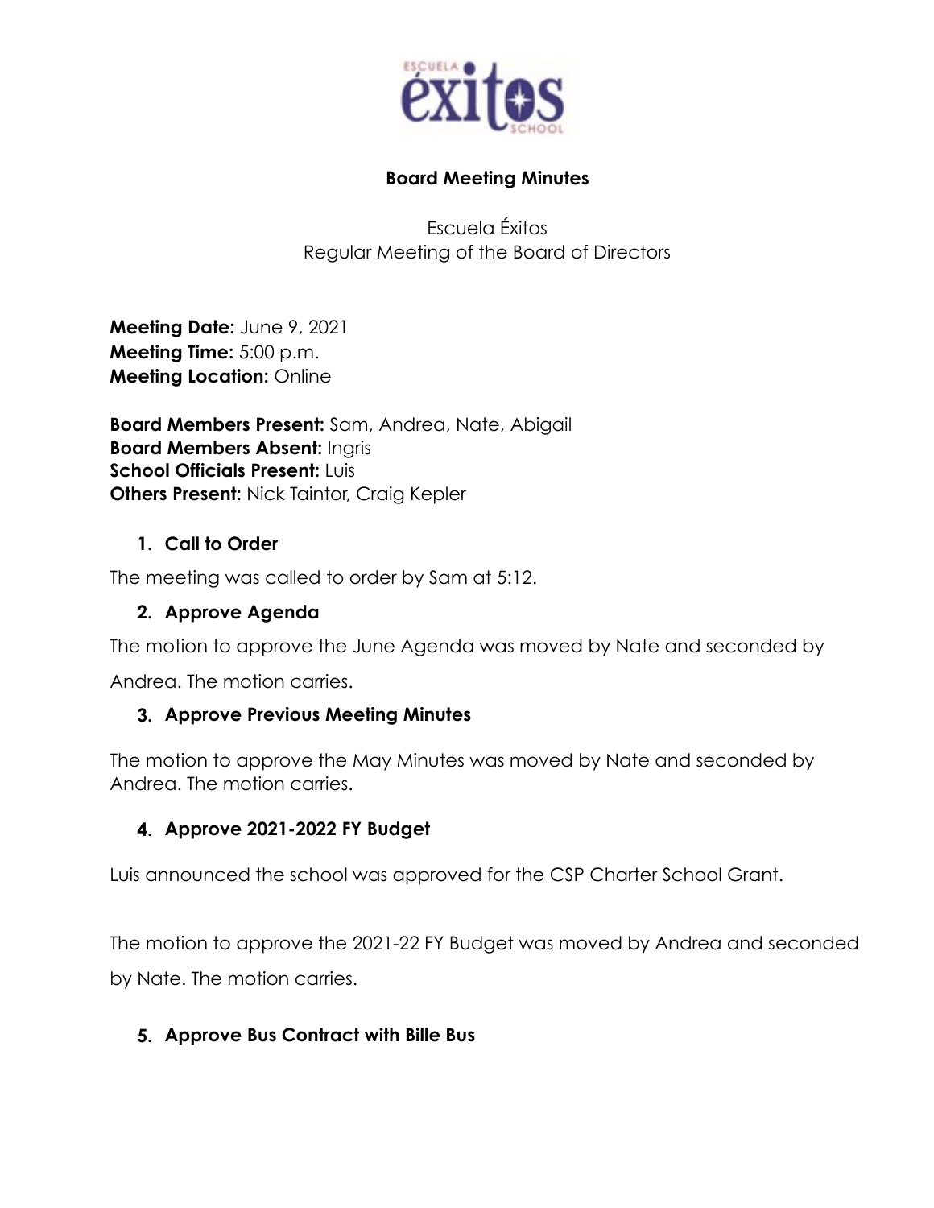# Board Meeting Minutes

Escuela Éxitos
Regular Meeting of the Board of Directors

**Meeting Date:** June 9, 2021
**Meeting Time:** 5:00 p.m.
**Meeting Location:** Online

**Board Members Present:** Sam, Andrea, Nate, Abigail
**Board Members Absent:** Ingris
**School Officials Present:** Luis
**Others Present:** Nick Taintor, Craig Kepler

## 1. Call to Order

The meeting was called to order by Sam at 5:12.

## 2. Approve Agenda

The motion to approve the June Agenda was moved by Nate and seconded by Andrea. The motion carries.

## 3. Approve Previous Meeting Minutes

The motion to approve the May Minutes was moved by Nate and seconded by Andrea. The motion carries.

## 4. Approve 2021-2022 FY Budget

Luis announced the school was approved for the CSP Charter School Grant.

The motion to approve the 2021-22 FY Budget was moved by Andrea and seconded by Nate. The motion carries.

## 5. Approve Bus Contract with Bille Bus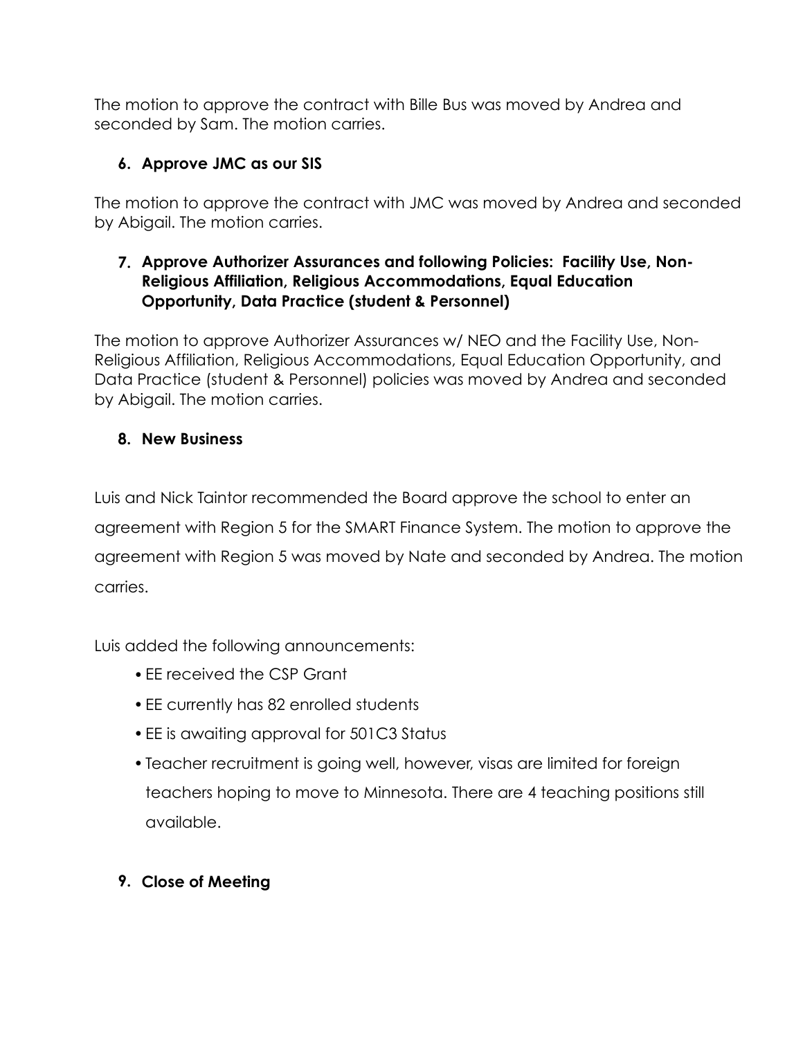The motion to approve the contract with Bille Bus was moved by Andrea and seconded by Sam. The motion carries.

6. **Approve JMC as our SIS**

The motion to approve the contract with JMC was moved by Andrea and seconded by Abigail. The motion carries.

7. **Approve Authorizer Assurances and following Policies: Facility Use, Non-Religious Affiliation, Religious Accommodations, Equal Education Opportunity, Data Practice (student & Personnel)**

The motion to approve Authorizer Assurances w/ NEO and the Facility Use, Non-Religious Affiliation, Religious Accommodations, Equal Education Opportunity, and Data Practice (student & Personnel) policies was moved by Andrea and seconded by Abigail. The motion carries.

8. **New Business**

Luis and Nick Taintor recommended the Board approve the school to enter an agreement with Region 5 for the SMART Finance System. The motion to approve the agreement with Region 5 was moved by Nate and seconded by Andrea. The motion carries.

Luis added the following announcements:

- EE received the CSP Grant
- EE currently has 82 enrolled students
- EE is awaiting approval for 501C3 Status
- Teacher recruitment is going well, however, visas are limited for foreign teachers hoping to move to Minnesota. There are 4 teaching positions still available.

9. **Close of Meeting**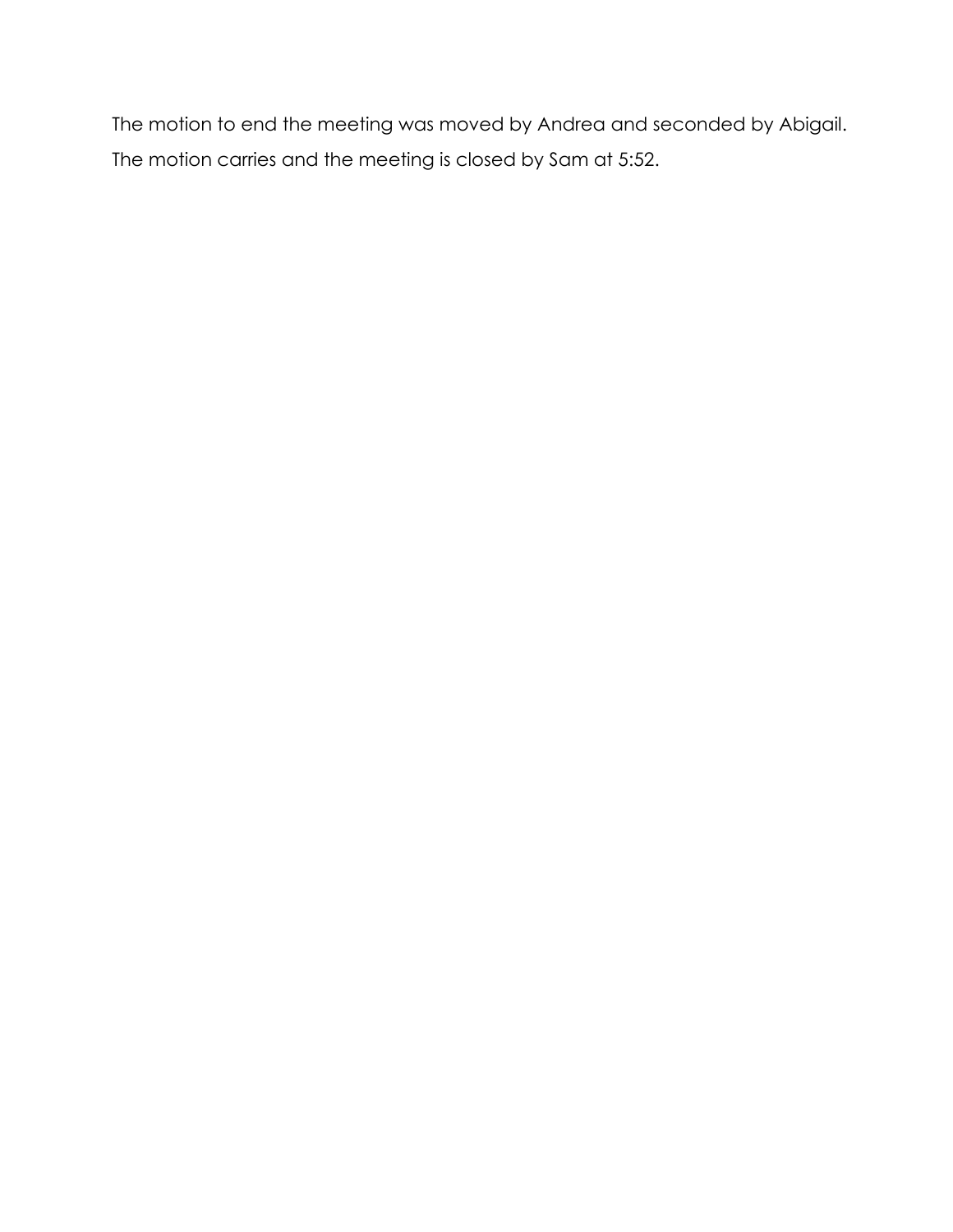The motion to end the meeting was moved by Andrea and seconded by Abigail. The motion carries and the meeting is closed by Sam at 5:52.